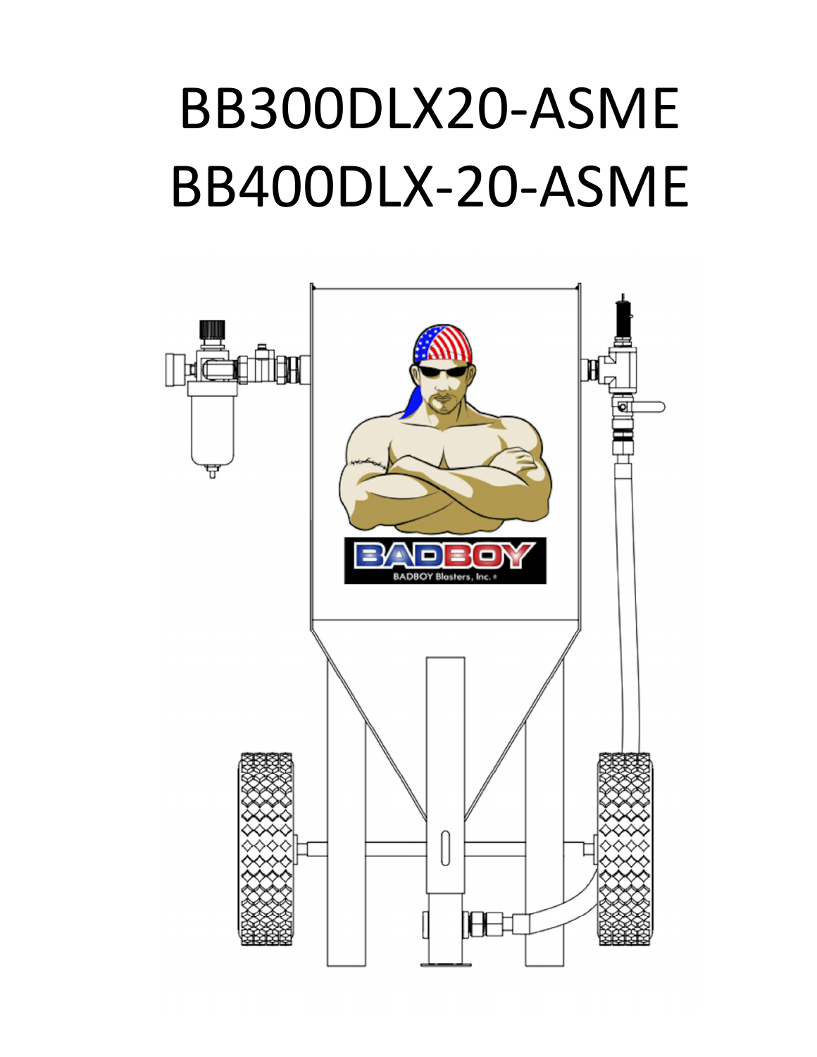# BB300DLX20-ASME
# BB400DLX-20-ASME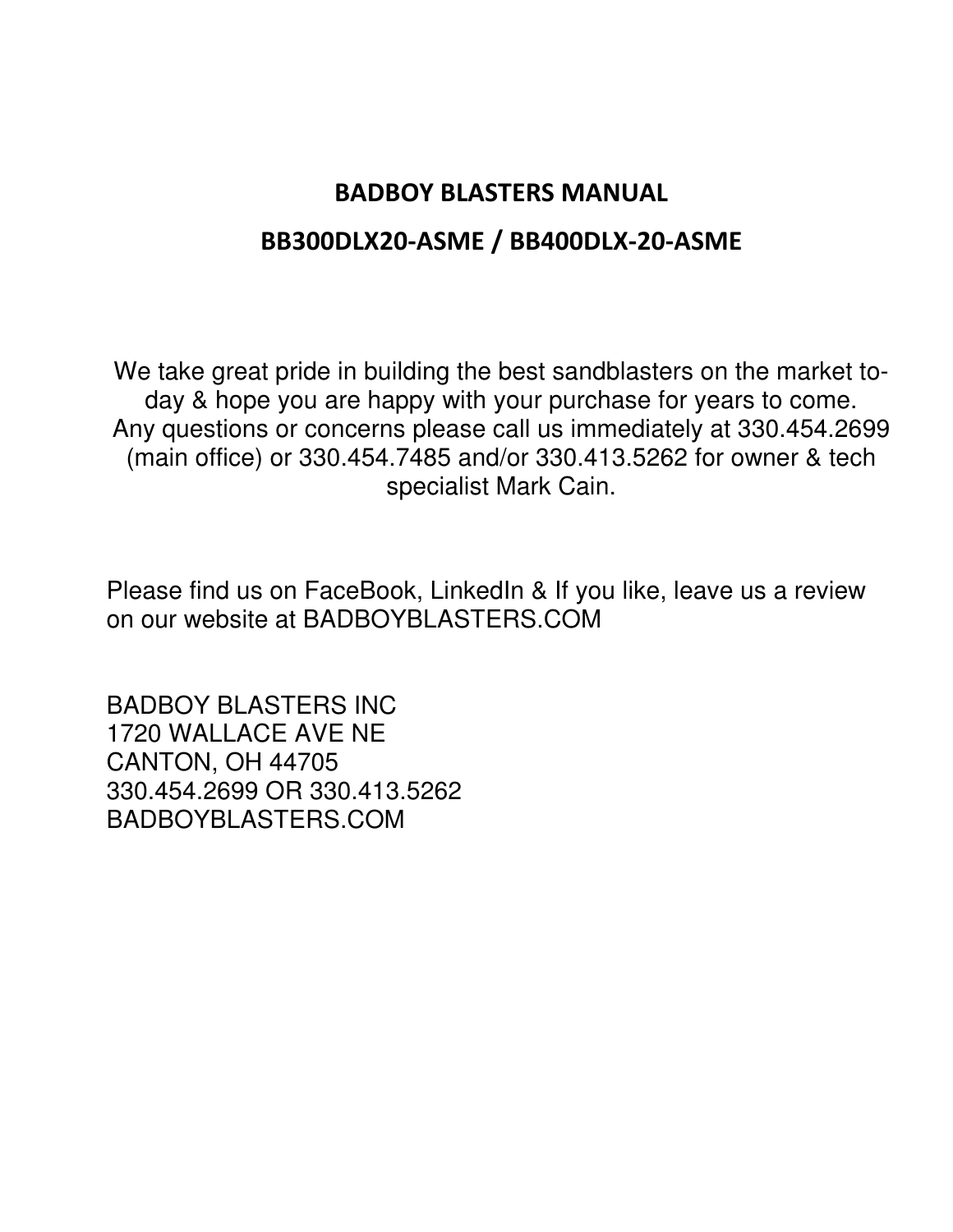# BADBOY BLASTERS MANUAL

## BB300DLX20-ASME / BB400DLX-20-ASME

We take great pride in building the best sandblasters on the market today & hope you are happy with your purchase for years to come. Any questions or concerns please call us immediately at 330.454.2699 (main office) or 330.454.7485 and/or 330.413.5262 for owner & tech specialist Mark Cain.

Please find us on FaceBook, LinkedIn & If you like, leave us a review on our website at BADBOYBLASTERS.COM

BADBOY BLASTERS INC
1720 WALLACE AVE NE
CANTON, OH 44705
330.454.2699 OR 330.413.5262
BADBOYBLASTERS.COM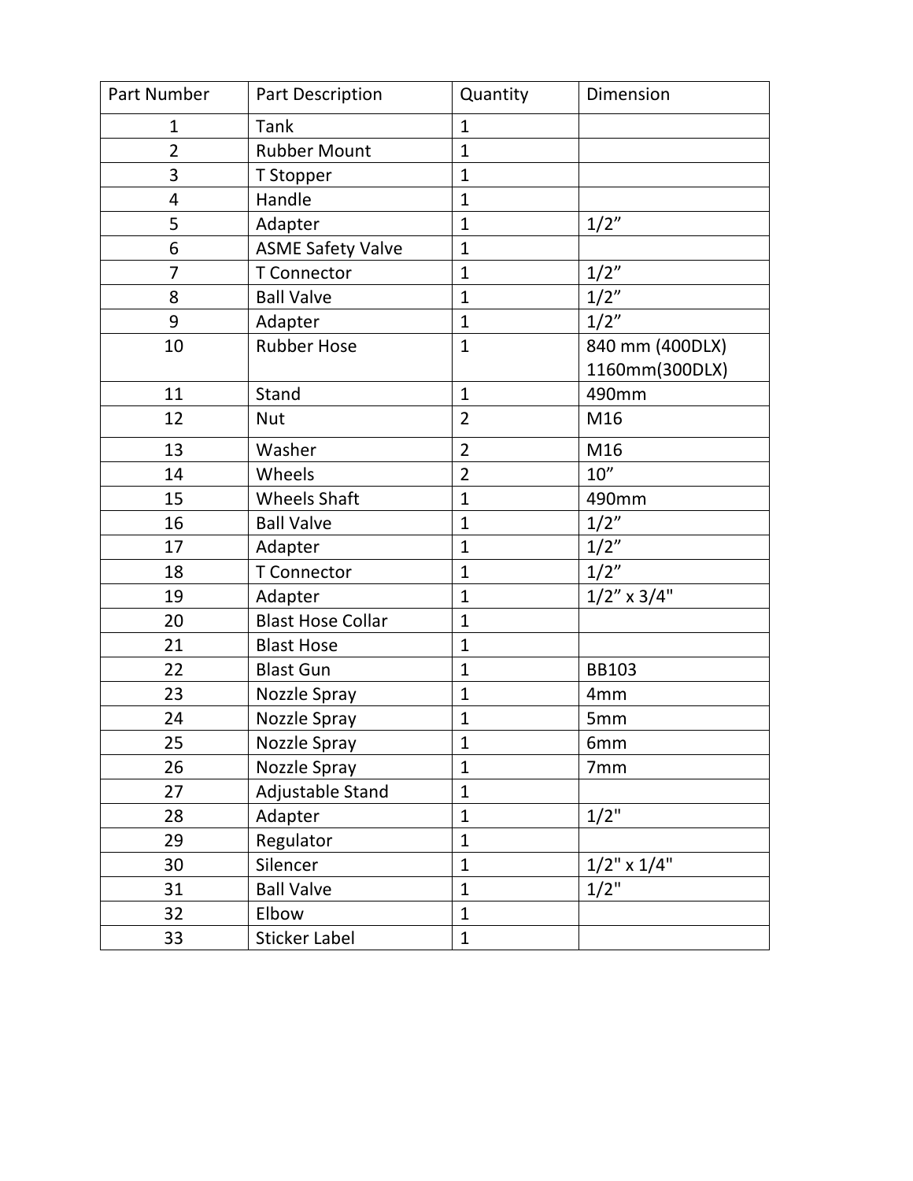| Part Number | Part Description | Quantity | Dimension |
|---|---|---|---|
| 1 | Tank | 1 | |
| 2 | Rubber Mount | 1 | |
| 3 | T Stopper | 1 | |
| 4 | Handle | 1 | |
| 5 | Adapter | 1 | 1/2” |
| 6 | ASME Safety Valve | 1 | |
| 7 | T Connector | 1 | 1/2” |
| 8 | Ball Valve | 1 | 1/2” |
| 9 | Adapter | 1 | 1/2” |
| 10 | Rubber Hose | 1 | 840 mm (400DLX) 1160mm(300DLX) |
| 11 | Stand | 1 | 490mm |
| 12 | Nut | 2 | M16 |
| 13 | Washer | 2 | M16 |
| 14 | Wheels | 2 | 10” |
| 15 | Wheels Shaft | 1 | 490mm |
| 16 | Ball Valve | 1 | 1/2” |
| 17 | Adapter | 1 | 1/2” |
| 18 | T Connector | 1 | 1/2” |
| 19 | Adapter | 1 | 1/2” x 3/4" |
| 20 | Blast Hose Collar | 1 | |
| 21 | Blast Hose | 1 | |
| 22 | Blast Gun | 1 | BB103 |
| 23 | Nozzle Spray | 1 | 4mm |
| 24 | Nozzle Spray | 1 | 5mm |
| 25 | Nozzle Spray | 1 | 6mm |
| 26 | Nozzle Spray | 1 | 7mm |
| 27 | Adjustable Stand | 1 | |
| 28 | Adapter | 1 | 1/2" |
| 29 | Regulator | 1 | |
| 30 | Silencer | 1 | 1/2" x 1/4" |
| 31 | Ball Valve | 1 | 1/2" |
| 32 | Elbow | 1 | |
| 33 | Sticker Label | 1 | |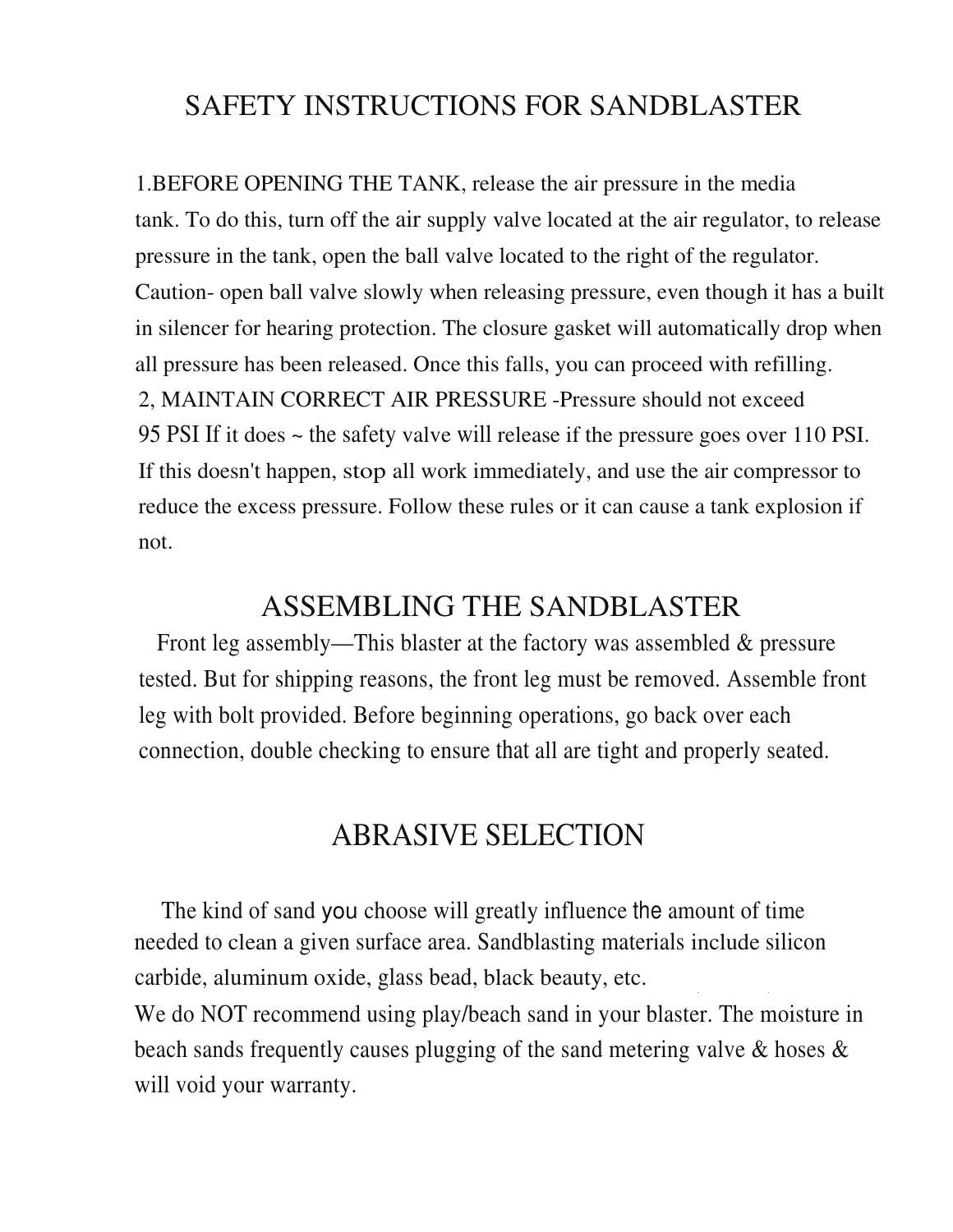# SAFETY INSTRUCTIONS FOR SANDBLASTER

1.BEFORE OPENING THE TANK, release the air pressure in the media tank. To do this, turn off the air supply valve located at the air regulator, to release pressure in the tank, open the ball valve located to the right of the regulator. Caution- open ball valve slowly when releasing pressure, even though it has a built in silencer for hearing protection. The closure gasket will automatically drop when all pressure has been released. Once this falls, you can proceed with refilling.

2, MAINTAIN CORRECT AIR PRESSURE -Pressure should not exceed 95 PSI If it does ~ the safety valve will release if the pressure goes over 110 PSI. If this doesn't happen, stop all work immediately, and use the air compressor to reduce the excess pressure. Follow these rules or it can cause a tank explosion if not.

# ASSEMBLING THE SANDBLASTER

Front leg assembly—This blaster at the factory was assembled & pressure tested. But for shipping reasons, the front leg must be removed. Assemble front leg with bolt provided. Before beginning operations, go back over each connection, double checking to ensure that all are tight and properly seated.

# ABRASIVE SELECTION

The kind of sand you choose will greatly influence the amount of time needed to clean a given surface area. Sandblasting materials include silicon carbide, aluminum oxide, glass bead, black beauty, etc.

We do NOT recommend using play/beach sand in your blaster. The moisture in beach sands frequently causes plugging of the sand metering valve & hoses & will void your warranty.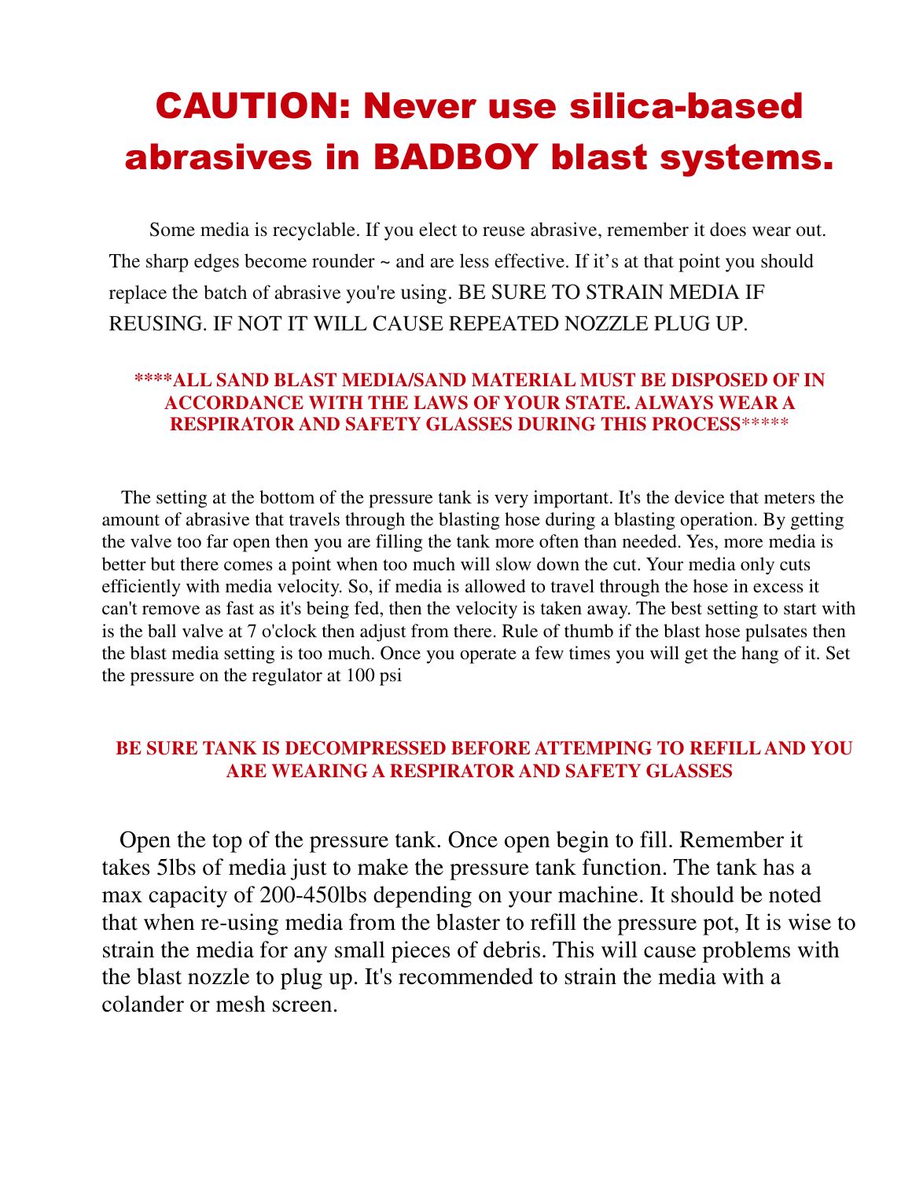# CAUTION: Never use silica-based abrasives in BADBOY blast systems.

Some media is recyclable. If you elect to reuse abrasive, remember it does wear out. The sharp edges become rounder ~ and are less effective. If it's at that point you should replace the batch of abrasive you're using. BE SURE TO STRAIN MEDIA IF REUSING. IF NOT IT WILL CAUSE REPEATED NOZZLE PLUG UP.

**\*\*\*\*ALL SAND BLAST MEDIA/SAND MATERIAL MUST BE DISPOSED OF IN ACCORDANCE WITH THE LAWS OF YOUR STATE. ALWAYS WEAR A RESPIRATOR AND SAFETY GLASSES DURING THIS PROCESS\*\*\*\*\***

The setting at the bottom of the pressure tank is very important. It's the device that meters the amount of abrasive that travels through the blasting hose during a blasting operation. By getting the valve too far open then you are filling the tank more often than needed. Yes, more media is better but there comes a point when too much will slow down the cut. Your media only cuts efficiently with media velocity. So, if media is allowed to travel through the hose in excess it can't remove as fast as it's being fed, then the velocity is taken away. The best setting to start with is the ball valve at 7 o'clock then adjust from there. Rule of thumb if the blast hose pulsates then the blast media setting is too much. Once you operate a few times you will get the hang of it. Set the pressure on the regulator at 100 psi

**BE SURE TANK IS DECOMPRESSED BEFORE ATTEMPING TO REFILL AND YOU ARE WEARING A RESPIRATOR AND SAFETY GLASSES**

Open the top of the pressure tank. Once open begin to fill. Remember it takes 5lbs of media just to make the pressure tank function. The tank has a max capacity of 200-450lbs depending on your machine. It should be noted that when re-using media from the blaster to refill the pressure pot, It is wise to strain the media for any small pieces of debris. This will cause problems with the blast nozzle to plug up. It's recommended to strain the media with a colander or mesh screen.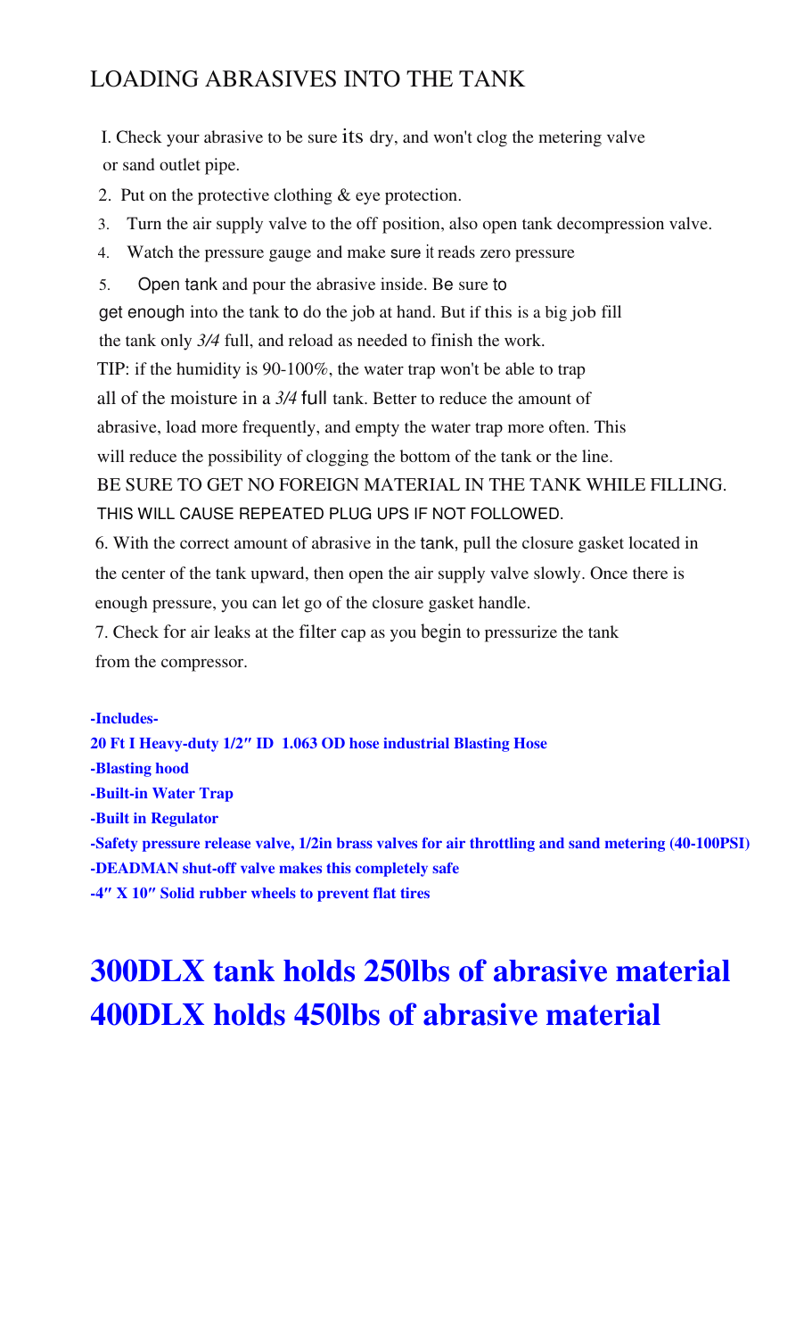## LOADING ABRASIVES INTO THE TANK

I. Check your abrasive to be sure its dry, and won't clog the metering valve or sand outlet pipe.

2. Put on the protective clothing & eye protection.

3. Turn the air supply valve to the off position, also open tank decompression valve.

4. Watch the pressure gauge and make sure it reads zero pressure

5. Open tank and pour the abrasive inside. Be sure to get enough into the tank to do the job at hand. But if this is a big job fill the tank only *3/4* full, and reload as needed to finish the work.

TIP: if the humidity is 90-100%, the water trap won't be able to trap all of the moisture in a *3/4* full tank. Better to reduce the amount of abrasive, load more frequently, and empty the water trap more often. This will reduce the possibility of clogging the bottom of the tank or the line.

BE SURE TO GET NO FOREIGN MATERIAL IN THE TANK WHILE FILLING. THIS WILL CAUSE REPEATED PLUG UPS IF NOT FOLLOWED.

6. With the correct amount of abrasive in the tank, pull the closure gasket located in the center of the tank upward, then open the air supply valve slowly. Once there is enough pressure, you can let go of the closure gasket handle.

7. Check for air leaks at the filter cap as you begin to pressurize the tank from the compressor.

**-Includes-**

**20 Ft I Heavy-duty 1/2″ ID 1.063 OD hose industrial Blasting Hose**

**-Blasting hood**

**-Built-in Water Trap**

**-Built in Regulator**

**-Safety pressure release valve, 1/2in brass valves for air throttling and sand metering (40-100PSI)**

**-DEADMAN shut-off valve makes this completely safe**

**-4″ X 10″ Solid rubber wheels to prevent flat tires**

# 300DLX tank holds 250lbs of abrasive material

# 400DLX holds 450lbs of abrasive material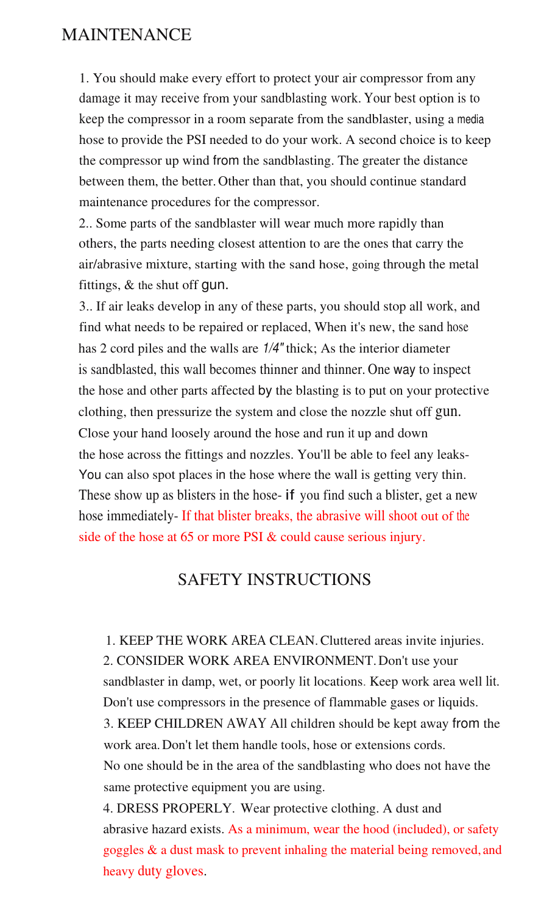# MAINTENANCE

1. You should make every effort to protect your air compressor from any damage it may receive from your sandblasting work. Your best option is to keep the compressor in a room separate from the sandblaster, using a media hose to provide the PSI needed to do your work. A second choice is to keep the compressor up wind from the sandblasting. The greater the distance between them, the better. Other than that, you should continue standard maintenance procedures for the compressor.

2.. Some parts of the sandblaster will wear much more rapidly than others, the parts needing closest attention to are the ones that carry the air/abrasive mixture, starting with the sand hose, going through the metal fittings, & the shut off gun.

3.. If air leaks develop in any of these parts, you should stop all work, and find what needs to be repaired or replaced, When it's new, the sand hose has 2 cord piles and the walls are *1/4"* thick; As the interior diameter is sandblasted, this wall becomes thinner and thinner. One way to inspect the hose and other parts affected by the blasting is to put on your protective clothing, then pressurize the system and close the nozzle shut off gun. Close your hand loosely around the hose and run it up and down the hose across the fittings and nozzles. You'll be able to feel any leaks- You can also spot places in the hose where the wall is getting very thin. These show up as blisters in the hose- if you find such a blister, get a new hose immediately- If that blister breaks, the abrasive will shoot out of the side of the hose at 65 or more PSI & could cause serious injury.

## SAFETY INSTRUCTIONS

1. KEEP THE WORK AREA CLEAN. Cluttered areas invite injuries.
2. CONSIDER WORK AREA ENVIRONMENT. Don't use your sandblaster in damp, wet, or poorly lit locations. Keep work area well lit. Don't use compressors in the presence of flammable gases or liquids.
3. KEEP CHILDREN AWAY All children should be kept away from the work area. Don't let them handle tools, hose or extensions cords. No one should be in the area of the sandblasting who does not have the same protective equipment you are using.
4. DRESS PROPERLY. Wear protective clothing. A dust and abrasive hazard exists. As a minimum, wear the hood (included), or safety goggles & a dust mask to prevent inhaling the material being removed, and heavy duty gloves.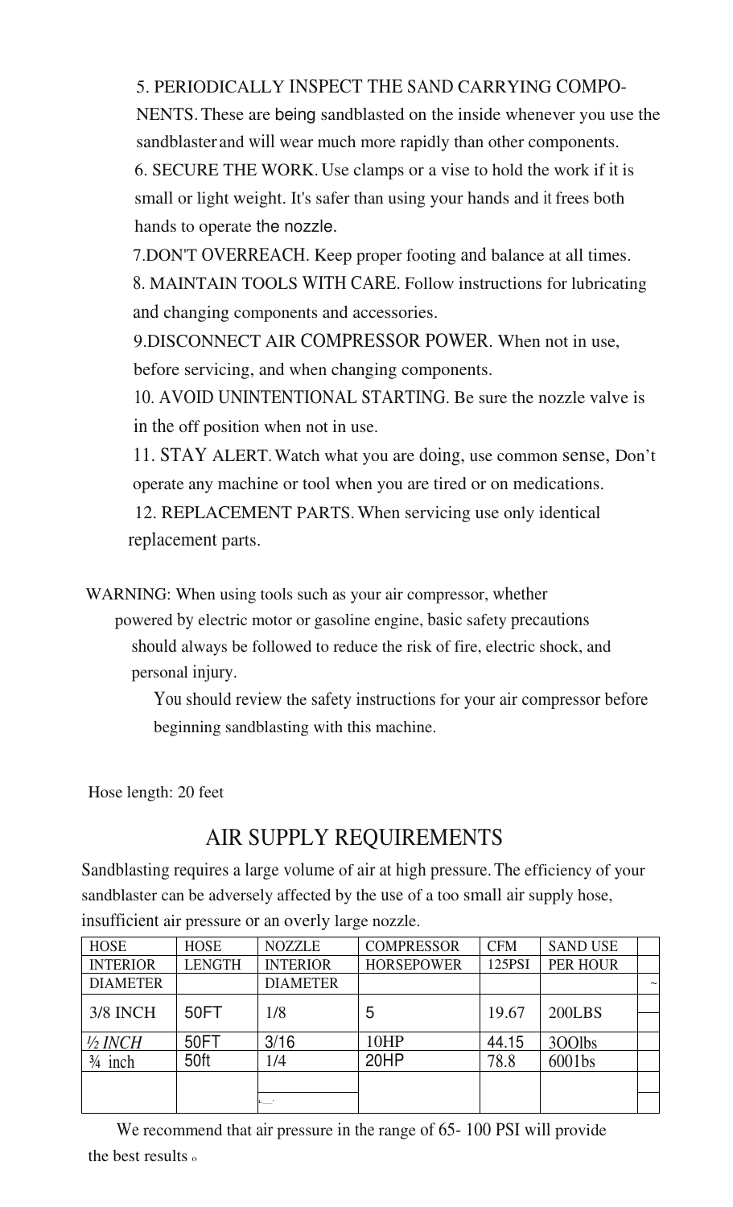5. PERIODICALLY INSPECT THE SAND CARRYING COMPONENTS. These are being sandblasted on the inside whenever you use the sandblaster and will wear much more rapidly than other components.

6. SECURE THE WORK. Use clamps or a vise to hold the work if it is small or light weight. It's safer than using your hands and it frees both hands to operate the nozzle.

7.DON'T OVERREACH. Keep proper footing and balance at all times.

8. MAINTAIN TOOLS WITH CARE. Follow instructions for lubricating and changing components and accessories.

9.DISCONNECT AIR COMPRESSOR POWER. When not in use, before servicing, and when changing components.

10. AVOID UNINTENTIONAL STARTING. Be sure the nozzle valve is in the off position when not in use.

11. STAY ALERT. Watch what you are doing, use common sense, Don't operate any machine or tool when you are tired or on medications.

12. REPLACEMENT PARTS. When servicing use only identical replacement parts.

WARNING: When using tools such as your air compressor, whether powered by electric motor or gasoline engine, basic safety precautions should always be followed to reduce the risk of fire, electric shock, and personal injury.

You should review the safety instructions for your air compressor before beginning sandblasting with this machine.

Hose length: 20 feet

## AIR SUPPLY REQUIREMENTS

Sandblasting requires a large volume of air at high pressure. The efficiency of your sandblaster can be adversely affected by the use of a too small air supply hose, insufficient air pressure or an overly large nozzle.

| HOSE INTERIOR DIAMETER | HOSE LENGTH | NOZZLE INTERIOR DIAMETER | COMPRESSOR HORSEPOWER | CFM 125PSI | SAND USE PER HOUR | |
|---|---|---|---|---|---|---|
| 3/8 INCH | 50FT | 1/8 | 5 | 19.67 | 200LBS | |
| ½ *INCH* | 50FT | 3/16 | 10HP | 44.15 | 3OOlbs | |
| ¾ inch | 50ft | 1/4 | 20HP | 78.8 | 6001bs | |
| | | | | | | |

We recommend that air pressure in the range of 65- 100 PSI will provide the best results 。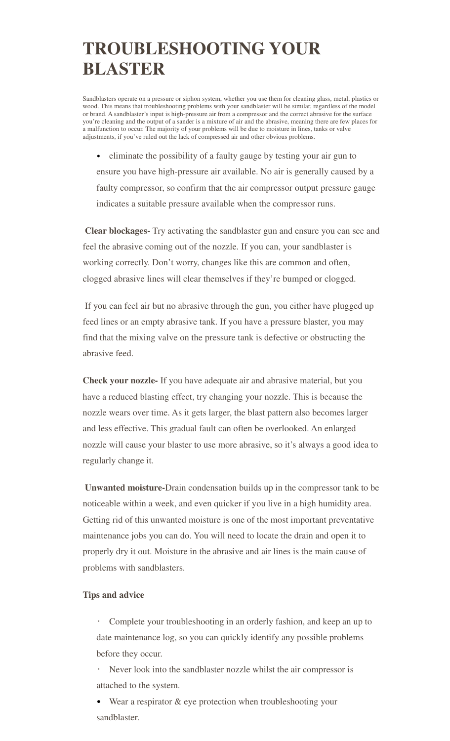# TROUBLESHOOTING YOUR BLASTER

Sandblasters operate on a pressure or siphon system, whether you use them for cleaning glass, metal, plastics or wood. This means that troubleshooting problems with your sandblaster will be similar, regardless of the model or brand. A sandblaster's input is high-pressure air from a compressor and the correct abrasive for the surface you're cleaning and the output of a sander is a mixture of air and the abrasive, meaning there are few places for a malfunction to occur. The majority of your problems will be due to moisture in lines, tanks or valve adjustments, if you've ruled out the lack of compressed air and other obvious problems.

- eliminate the possibility of a faulty gauge by testing your air gun to ensure you have high-pressure air available. No air is generally caused by a faulty compressor, so confirm that the air compressor output pressure gauge indicates a suitable pressure available when the compressor runs.

**Clear blockages-** Try activating the sandblaster gun and ensure you can see and feel the abrasive coming out of the nozzle. If you can, your sandblaster is working correctly. Don't worry, changes like this are common and often, clogged abrasive lines will clear themselves if they're bumped or clogged.

If you can feel air but no abrasive through the gun, you either have plugged up feed lines or an empty abrasive tank. If you have a pressure blaster, you may find that the mixing valve on the pressure tank is defective or obstructing the abrasive feed.

**Check your nozzle-** If you have adequate air and abrasive material, but you have a reduced blasting effect, try changing your nozzle. This is because the nozzle wears over time. As it gets larger, the blast pattern also becomes larger and less effective. This gradual fault can often be overlooked. An enlarged nozzle will cause your blaster to use more abrasive, so it's always a good idea to regularly change it.

**Unwanted moisture-**Drain condensation builds up in the compressor tank to be noticeable within a week, and even quicker if you live in a high humidity area. Getting rid of this unwanted moisture is one of the most important preventative maintenance jobs you can do. You will need to locate the drain and open it to properly dry it out. Moisture in the abrasive and air lines is the main cause of problems with sandblasters.

**Tips and advice**

- Complete your troubleshooting in an orderly fashion, and keep an up to date maintenance log, so you can quickly identify any possible problems before they occur.
- Never look into the sandblaster nozzle whilst the air compressor is attached to the system.
- Wear a respirator & eye protection when troubleshooting your sandblaster.